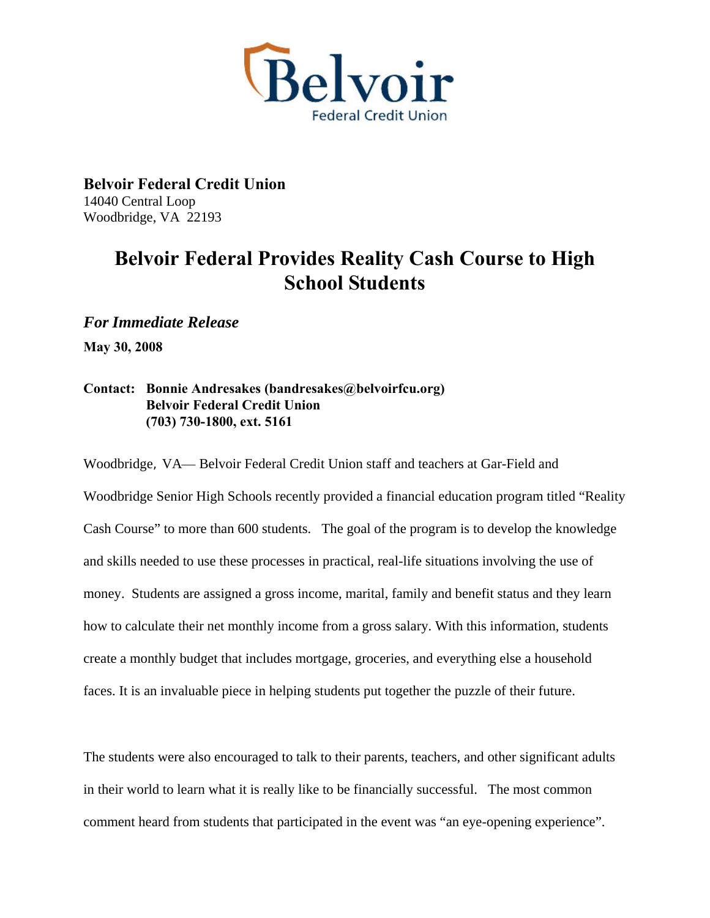Belvoir
Federal Credit Union

**Belvoir Federal Credit Union**
14040 Central Loop
Woodbridge, VA 22193

# Belvoir Federal Provides Reality Cash Course to High School Students

***For Immediate Release***

**May 30, 2008**

**Contact: Bonnie Andresakes (bandresakes@belvoirfcu.org)**
**Belvoir Federal Credit Union**
**(703) 730-1800, ext. 5161**

Woodbridge, VA— Belvoir Federal Credit Union staff and teachers at Gar-Field and Woodbridge Senior High Schools recently provided a financial education program titled "Reality Cash Course" to more than 600 students. The goal of the program is to develop the knowledge and skills needed to use these processes in practical, real-life situations involving the use of money. Students are assigned a gross income, marital, family and benefit status and they learn how to calculate their net monthly income from a gross salary. With this information, students create a monthly budget that includes mortgage, groceries, and everything else a household faces. It is an invaluable piece in helping students put together the puzzle of their future.

The students were also encouraged to talk to their parents, teachers, and other significant adults in their world to learn what it is really like to be financially successful. The most common comment heard from students that participated in the event was "an eye-opening experience".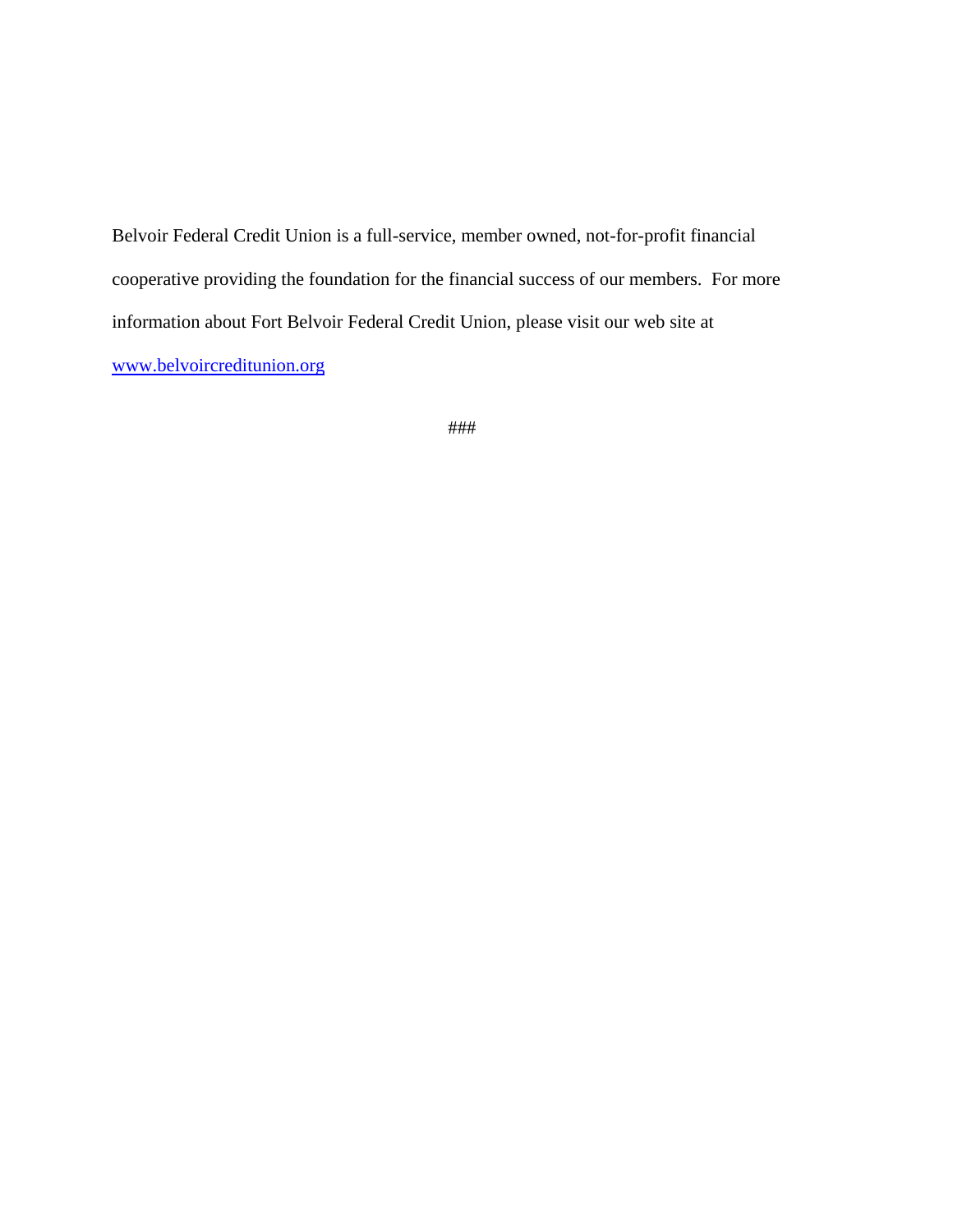Belvoir Federal Credit Union is a full-service, member owned, not-for-profit financial cooperative providing the foundation for the financial success of our members. For more information about Fort Belvoir Federal Credit Union, please visit our web site at www.belvoircreditunion.org

###